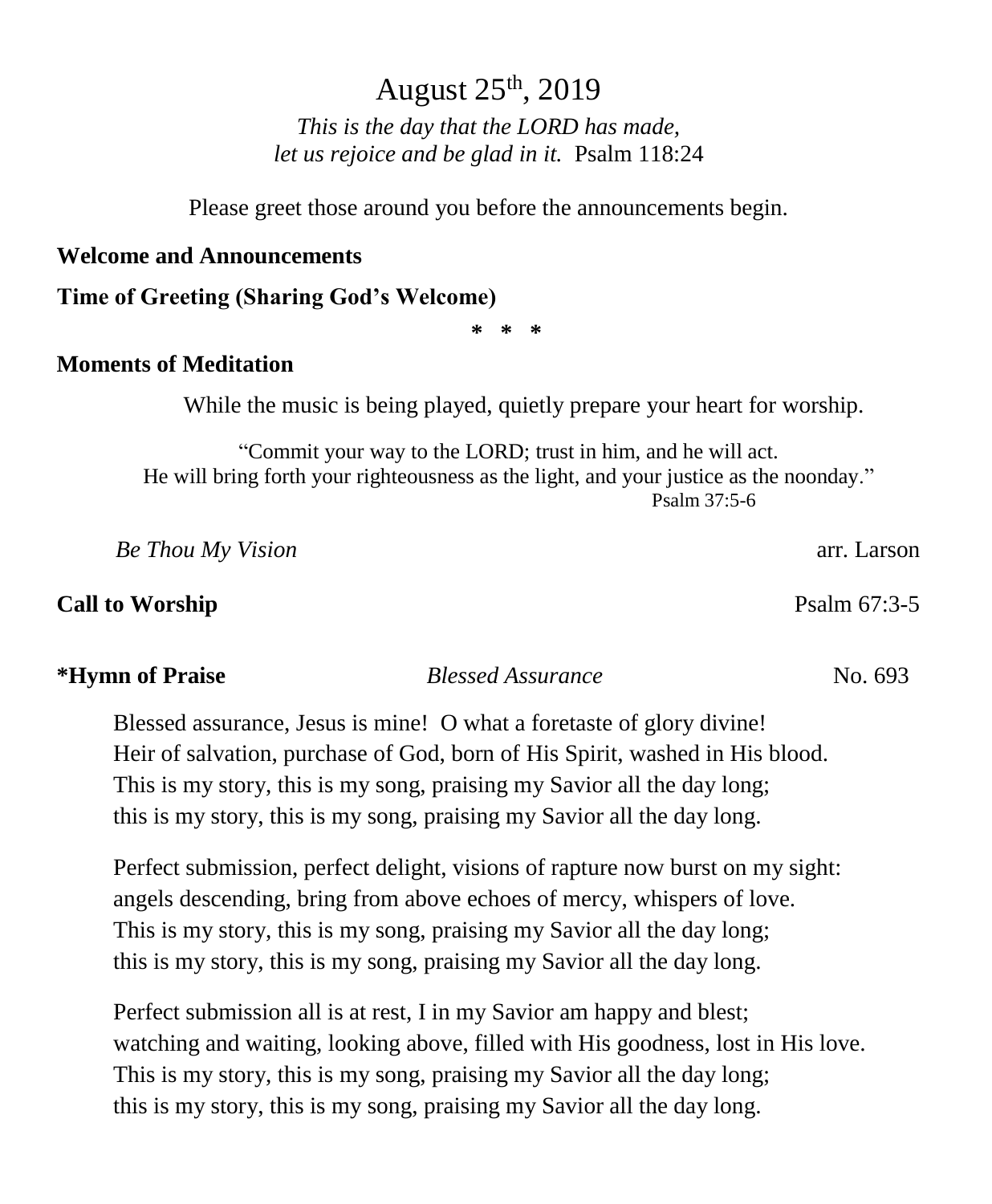# August 25th, 2019

*This is the day that the LORD has made,*
*let us rejoice and be glad in it.* Psalm 118:24

Please greet those around you before the announcements begin.

**Welcome and Announcements**

**Time of Greeting (Sharing God's Welcome)**

\* \* \*

**Moments of Meditation**

While the music is being played, quietly prepare your heart for worship.

"Commit your way to the LORD; trust in him, and he will act.
He will bring forth your righteousness as the light, and your justice as the noonday."
Psalm 37:5-6

*Be Thou My Vision* arr. Larson

**Call to Worship** Psalm 67:3-5

**\*Hymn of Praise** *Blessed Assurance* No. 693

Blessed assurance, Jesus is mine! O what a foretaste of glory divine!
Heir of salvation, purchase of God, born of His Spirit, washed in His blood.
This is my story, this is my song, praising my Savior all the day long;
this is my story, this is my song, praising my Savior all the day long.

Perfect submission, perfect delight, visions of rapture now burst on my sight:
angels descending, bring from above echoes of mercy, whispers of love.
This is my story, this is my song, praising my Savior all the day long;
this is my story, this is my song, praising my Savior all the day long.

Perfect submission all is at rest, I in my Savior am happy and blest;
watching and waiting, looking above, filled with His goodness, lost in His love.
This is my story, this is my song, praising my Savior all the day long;
this is my story, this is my song, praising my Savior all the day long.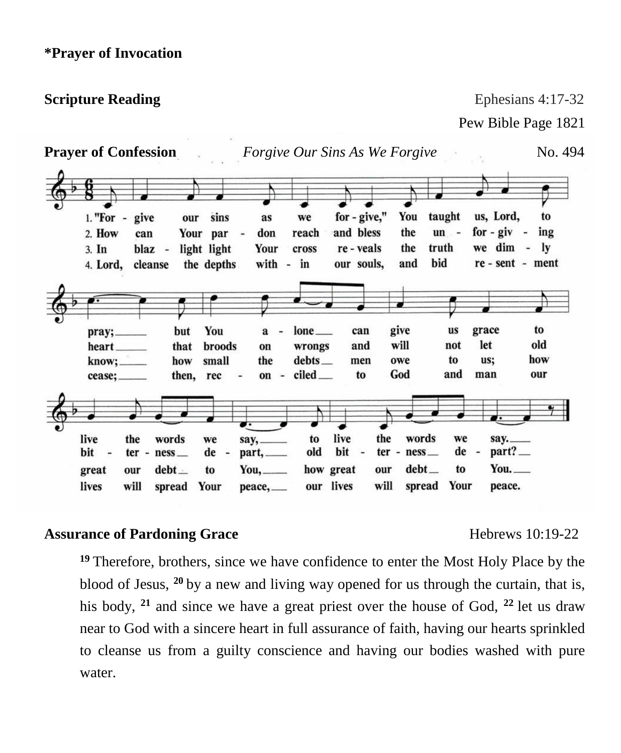**\*Prayer of Invocation**

**Scripture Reading** Ephesians 4:17-32

Pew Bible Page 1821

**Prayer of Confession** *Forgive Our Sins As We Forgive* No. 494

1. "Forgive our sins as we forgive," You taught us, Lord, to pray; but You alone can give us grace to live the words we say, to live the words we say.
2. How can Your pardon reach and bless the unforgiving heart that broods on wrongs and will not let old bitterness depart, old bitterness depart?
3. In blazing light Your cross reveals the truth we dimly know; how small the debts men owe to us; how great our debt to You, how great our debt to You.
4. Lord, cleanse the depths within our souls, and bid resentment cease; then, reconciled to God and man our lives will spread Your peace, our lives will spread Your peace.

**Assurance of Pardoning Grace** Hebrews 10:19-22

[19] Therefore, brothers, since we have confidence to enter the Most Holy Place by the blood of Jesus, [20] by a new and living way opened for us through the curtain, that is, his body, [21] and since we have a great priest over the house of God, [22] let us draw near to God with a sincere heart in full assurance of faith, having our hearts sprinkled to cleanse us from a guilty conscience and having our bodies washed with pure water.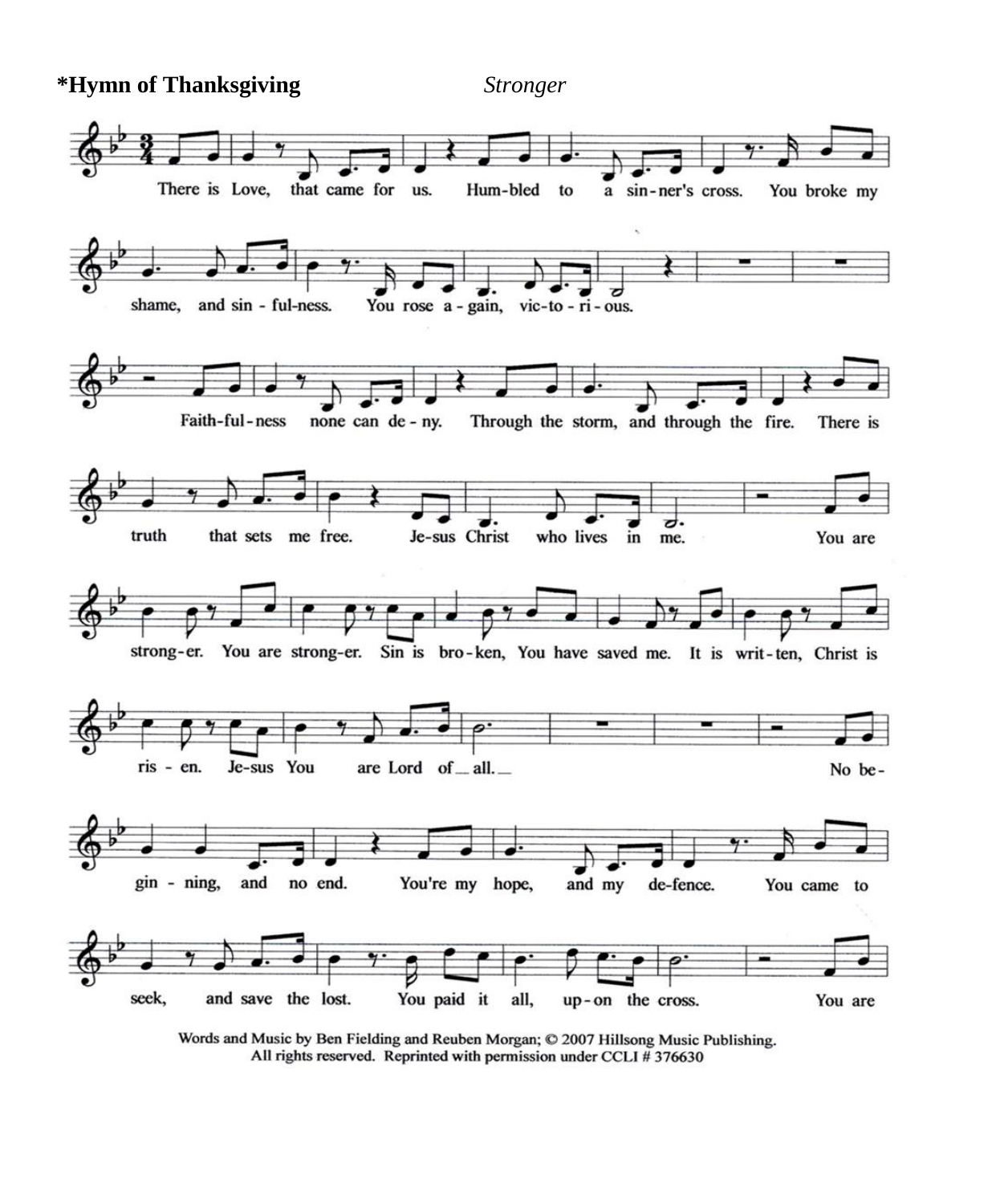**\*Hymn of Thanksgiving** *Stronger*

There is Love, that came for us. Hum-bled to a sin-ner's cross. You broke my shame, and sin-ful-ness. You rose a-gain, vic-to-ri-ous.

Faith-ful-ness none can de-ny. Through the storm, and through the fire. There is truth that sets me free. Je-sus Christ who lives in me.

You are strong-er. You are strong-er. Sin is bro-ken, You have saved me. It is writ-ten, Christ is ris-en. Je-sus You are Lord of all.

No be-gin-ning, and no end. You're my hope, and my de-fence. You came to seek, and save the lost. You paid it all, up-on the cross. You are

Words and Music by Ben Fielding and Reuben Morgan; © 2007 Hillsong Music Publishing.
All rights reserved. Reprinted with permission under CCLI # 376630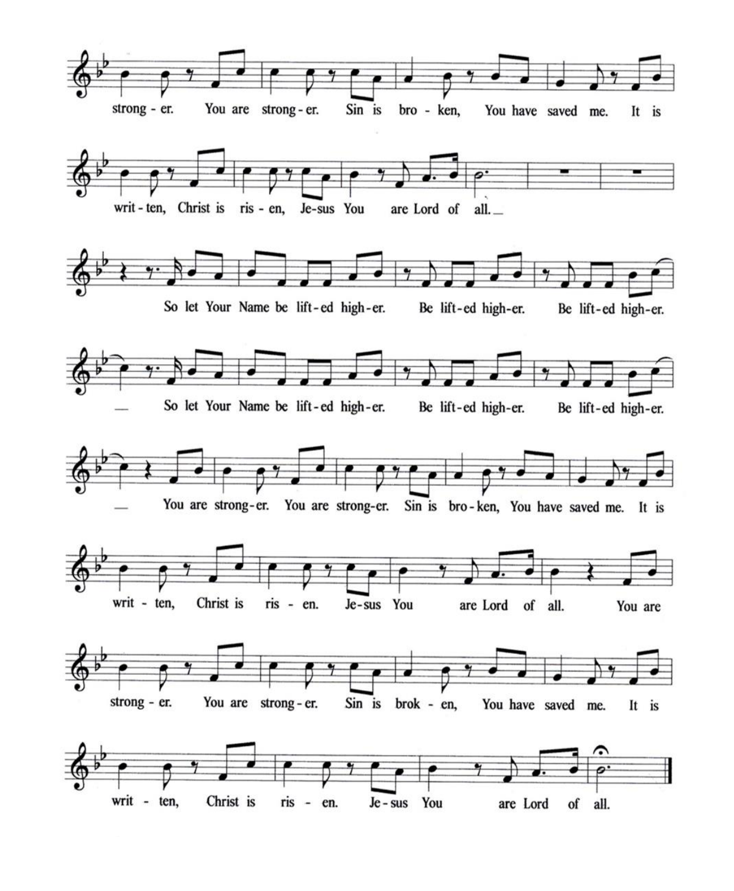strong - er. You are strong - er. Sin is bro - ken, You have saved me. It is

writ - ten, Christ is ris - en, Je - sus You are Lord of all. \_\_

So let Your Name be lift - ed high - er. Be lift - ed high - er. Be lift - ed high - er.

\_\_ So let Your Name be lift - ed high - er. Be lift - ed high - er. Be lift - ed high - er.

\_\_ You are strong - er. You are strong - er. Sin is bro - ken, You have saved me. It is

writ - ten, Christ is ris - en. Je - sus You are Lord of all. You are

strong - er. You are strong - er. Sin is brok - en, You have saved me. It is

writ - ten, Christ is ris - en. Je - sus You are Lord of all.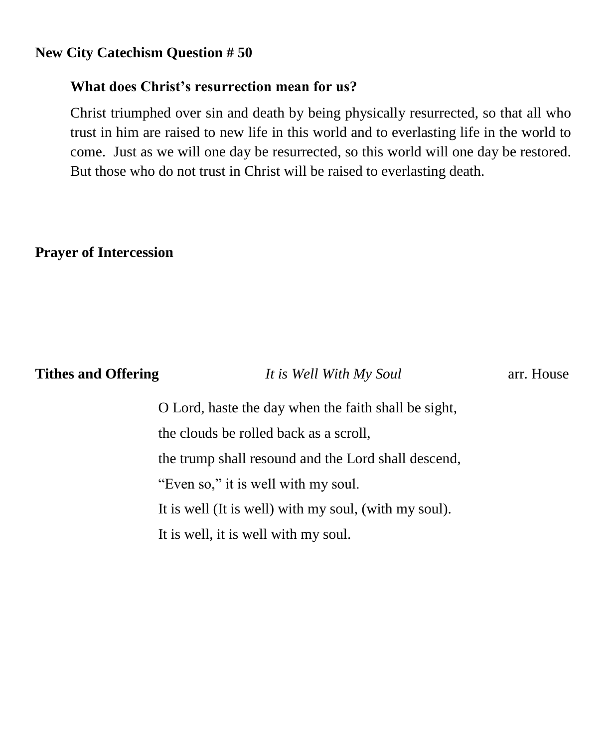**New City Catechism Question # 50**

**What does Christ's resurrection mean for us?**

Christ triumphed over sin and death by being physically resurrected, so that all who trust in him are raised to new life in this world and to everlasting life in the world to come. Just as we will one day be resurrected, so this world will one day be restored. But those who do not trust in Christ will be raised to everlasting death.

**Prayer of Intercession**

**Tithes and Offering** *It is Well With My Soul* arr. House

O Lord, haste the day when the faith shall be sight,  
the clouds be rolled back as a scroll,  
the trump shall resound and the Lord shall descend,  
"Even so," it is well with my soul.  
It is well (It is well) with my soul, (with my soul).  
It is well, it is well with my soul.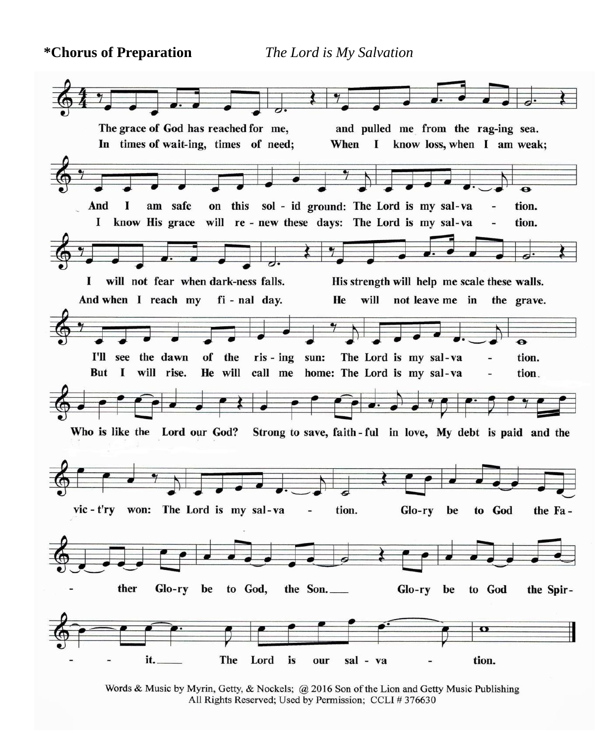**\*Chorus of Preparation** *The Lord is My Salvation*

The grace of God has reached for me, and pulled me from the raging sea.
And I am safe on this solid ground: The Lord is my salvation.

In times of waiting, times of need; When I know loss, when I am weak;
I know His grace will renew these days: The Lord is my salvation.

I will not fear when darkness falls. His strength will help me scale these walls.
I'll see the dawn of the rising sun: The Lord is my salvation.

And when I reach my final day. He will not leave me in the grave.
But I will rise. He will call me home: The Lord is my salvation.

Who is like the Lord our God? Strong to save, faithful in love, My debt is paid and the vict'ry won: The Lord is my salvation.

Glory be to God the Father Glory be to God, the Son. Glory be to God the Spirit. The Lord is our salvation.

Words & Music by Myrin, Getty, & Nockels; @ 2016 Son of the Lion and Getty Music Publishing
All Rights Reserved; Used by Permission; CCLI # 376630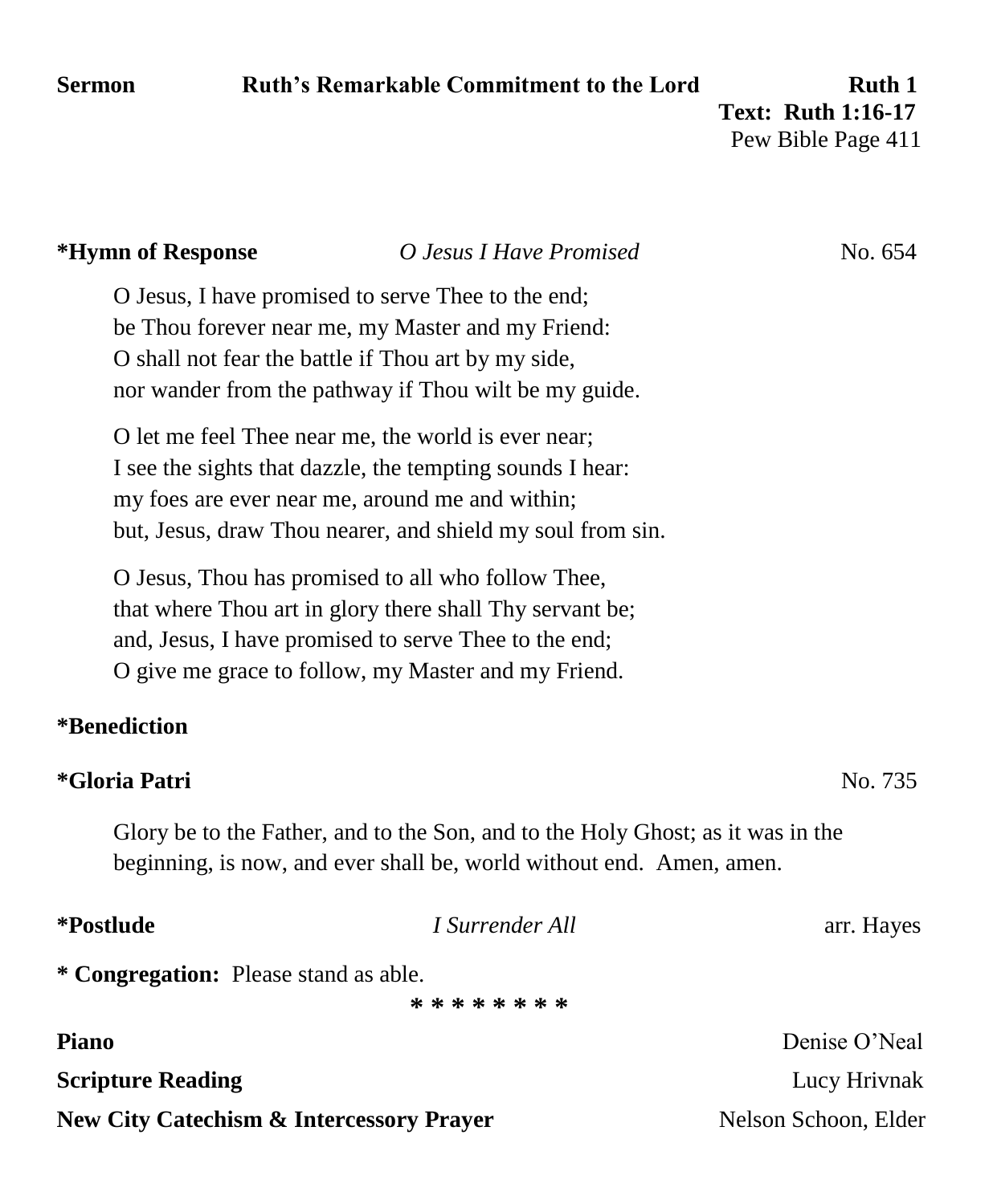**Sermon** **Ruth's Remarkable Commitment to the Lord** **Ruth 1**

**Text: Ruth 1:16-17**
Pew Bible Page 411

**\*Hymn of Response** *O Jesus I Have Promised* No. 654

O Jesus, I have promised to serve Thee to the end;
be Thou forever near me, my Master and my Friend:
O shall not fear the battle if Thou art by my side,
nor wander from the pathway if Thou wilt be my guide.

O let me feel Thee near me, the world is ever near;
I see the sights that dazzle, the tempting sounds I hear:
my foes are ever near me, around me and within;
but, Jesus, draw Thou nearer, and shield my soul from sin.

O Jesus, Thou has promised to all who follow Thee,
that where Thou art in glory there shall Thy servant be;
and, Jesus, I have promised to serve Thee to the end;
O give me grace to follow, my Master and my Friend.

**\*Benediction**

**\*Gloria Patri** No. 735

Glory be to the Father, and to the Son, and to the Holy Ghost; as it was in the beginning, is now, and ever shall be, world without end. Amen, amen.

**\*Postlude** *I Surrender All* arr. Hayes

**\* Congregation:** Please stand as able.

\* \* \* \* \* \* \* \* \*

**Piano** Denise O'Neal

**Scripture Reading** Lucy Hrivnak

**New City Catechism & Intercessory Prayer** Nelson Schoon, Elder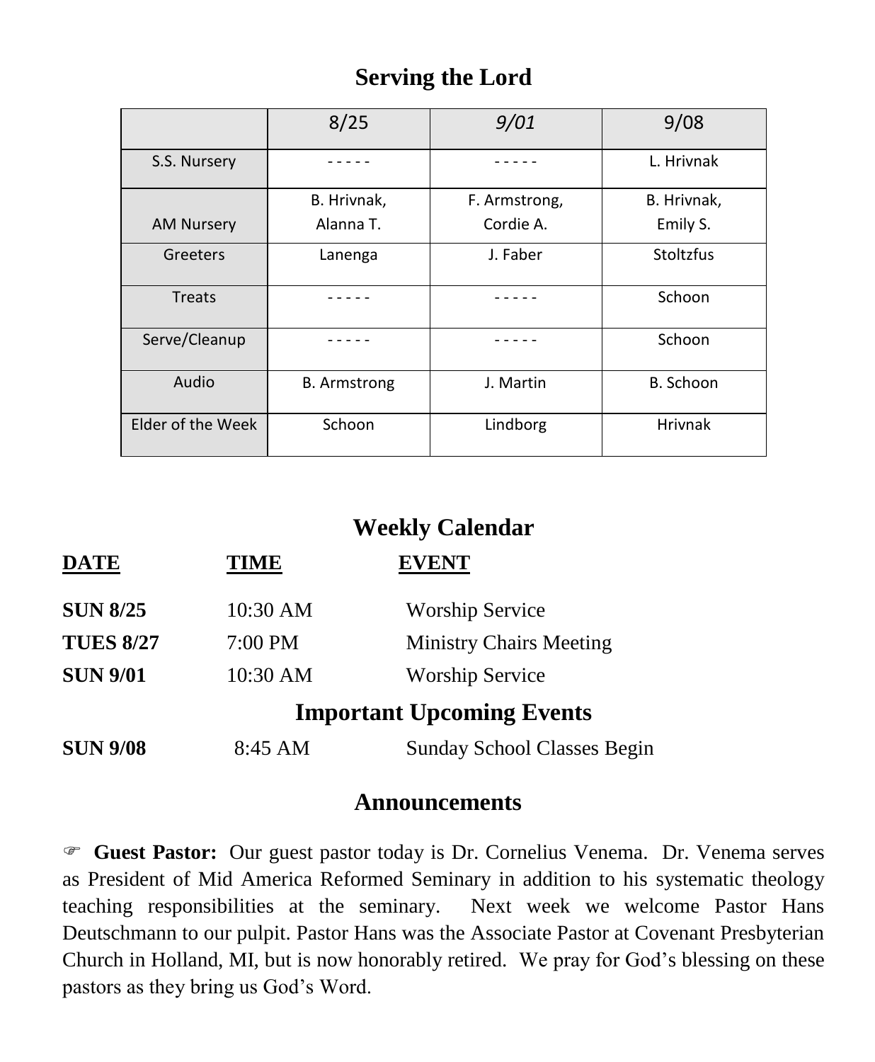## Serving the Lord

| | 8/25 | *9/01* | 9/08 |
|---|---|---|---|
| S.S. Nursery | - - - - - | - - - - - | L. Hrivnak |
| AM Nursery | B. Hrivnak, Alanna T. | F. Armstrong, Cordie A. | B. Hrivnak, Emily S. |
| Greeters | Lanenga | J. Faber | Stoltzfus |
| Treats | - - - - - | - - - - - | Schoon |
| Serve/Cleanup | - - - - - | - - - - - | Schoon |
| Audio | B. Armstrong | J. Martin | B. Schoon |
| Elder of the Week | Schoon | Lindborg | Hrivnak |

## Weekly Calendar

| DATE | TIME | EVENT |
|---|---|---|
| **SUN 8/25** | 10:30 AM | Worship Service |
| **TUES 8/27** | 7:00 PM | Ministry Chairs Meeting |
| **SUN 9/01** | 10:30 AM | Worship Service |

## Important Upcoming Events

| | | |
|---|---|---|
| **SUN 9/08** | 8:45 AM | Sunday School Classes Begin |

## Announcements

☞ **Guest Pastor:** Our guest pastor today is Dr. Cornelius Venema. Dr. Venema serves as President of Mid America Reformed Seminary in addition to his systematic theology teaching responsibilities at the seminary. Next week we welcome Pastor Hans Deutschmann to our pulpit. Pastor Hans was the Associate Pastor at Covenant Presbyterian Church in Holland, MI, but is now honorably retired. We pray for God's blessing on these pastors as they bring us God's Word.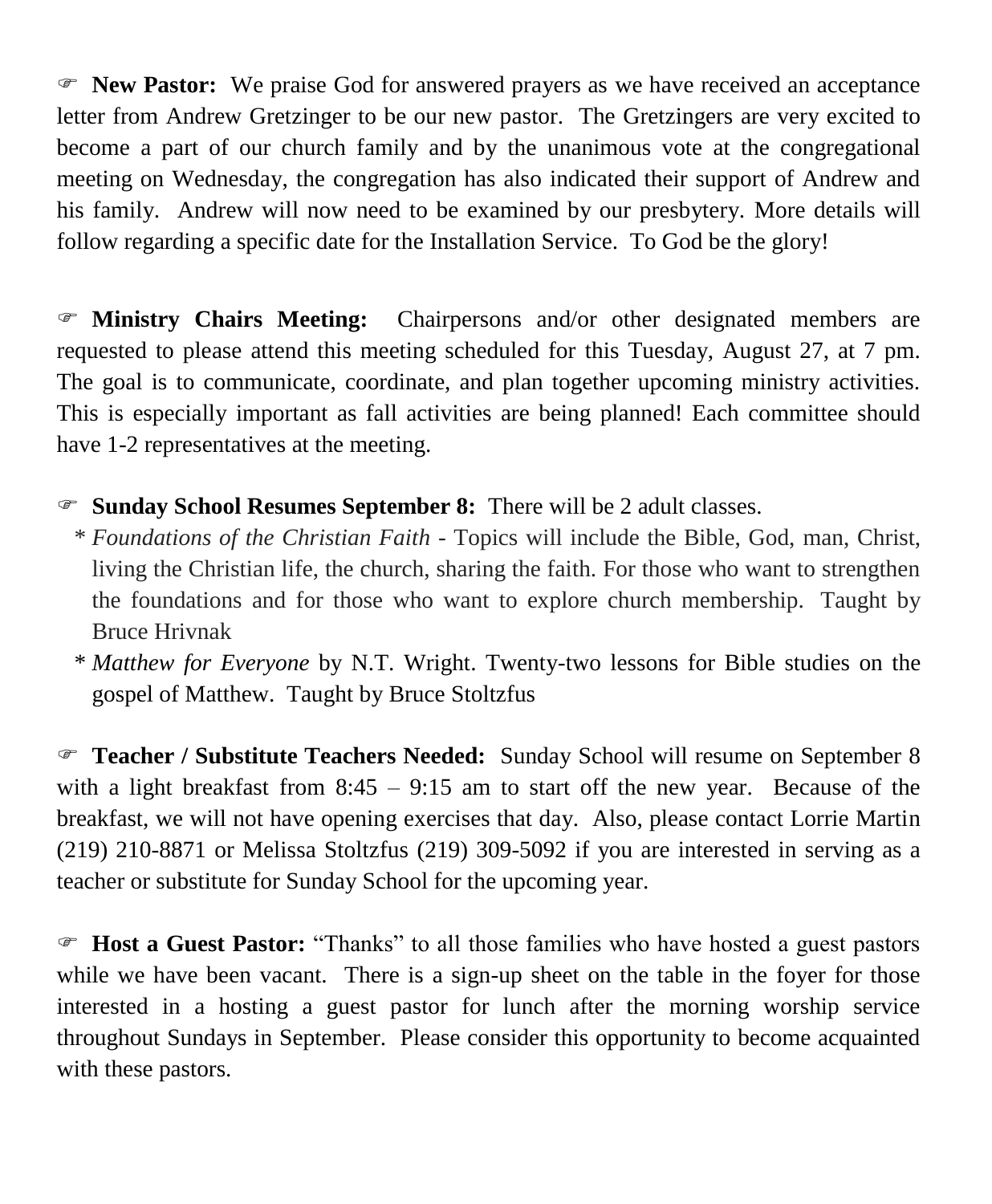☞ **New Pastor:** We praise God for answered prayers as we have received an acceptance letter from Andrew Gretzinger to be our new pastor. The Gretzingers are very excited to become a part of our church family and by the unanimous vote at the congregational meeting on Wednesday, the congregation has also indicated their support of Andrew and his family. Andrew will now need to be examined by our presbytery. More details will follow regarding a specific date for the Installation Service. To God be the glory!

☞ **Ministry Chairs Meeting:** Chairpersons and/or other designated members are requested to please attend this meeting scheduled for this Tuesday, August 27, at 7 pm. The goal is to communicate, coordinate, and plan together upcoming ministry activities. This is especially important as fall activities are being planned! Each committee should have 1-2 representatives at the meeting.

☞ **Sunday School Resumes September 8:** There will be 2 adult classes.

- *Foundations of the Christian Faith* - Topics will include the Bible, God, man, Christ, living the Christian life, the church, sharing the faith. For those who want to strengthen the foundations and for those who want to explore church membership. Taught by Bruce Hrivnak
- *Matthew for Everyone* by N.T. Wright. Twenty-two lessons for Bible studies on the gospel of Matthew. Taught by Bruce Stoltzfus

☞ **Teacher / Substitute Teachers Needed:** Sunday School will resume on September 8 with a light breakfast from 8:45 – 9:15 am to start off the new year. Because of the breakfast, we will not have opening exercises that day. Also, please contact Lorrie Martin (219) 210-8871 or Melissa Stoltzfus (219) 309-5092 if you are interested in serving as a teacher or substitute for Sunday School for the upcoming year.

☞ **Host a Guest Pastor:** "Thanks" to all those families who have hosted a guest pastors while we have been vacant. There is a sign-up sheet on the table in the foyer for those interested in a hosting a guest pastor for lunch after the morning worship service throughout Sundays in September. Please consider this opportunity to become acquainted with these pastors.